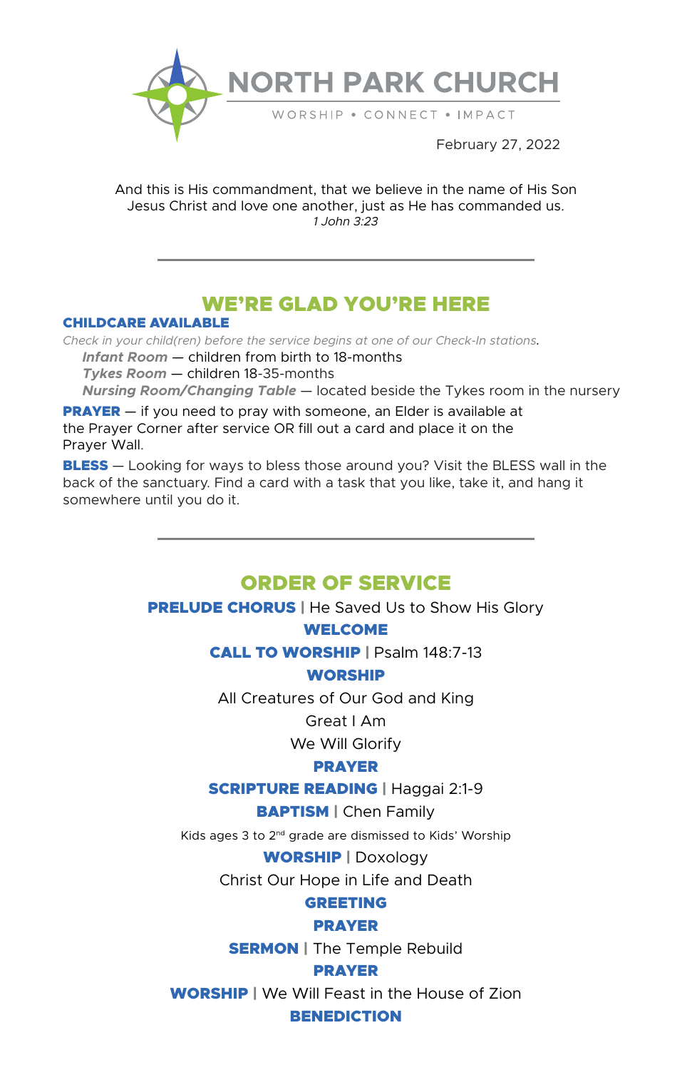# NORTH PARK CHURCH

WORSHIP • CONNECT • IMPACT

February 27, 2022

And this is His commandment, that we believe in the name of His Son Jesus Christ and love one another, just as He has commanded us.
*1 John 3:23*

---

## WE'RE GLAD YOU'RE HERE

**CHILDCARE AVAILABLE**

*Check in your child(ren) before the service begins at one of our Check-In stations.*

- ***Infant Room*** — children from birth to 18-months
- ***Tykes Room*** — children 18-35-months
- ***Nursing Room/Changing Table*** — located beside the Tykes room in the nursery

**PRAYER** — if you need to pray with someone, an Elder is available at the Prayer Corner after service OR fill out a card and place it on the Prayer Wall.

**BLESS** — Looking for ways to bless those around you? Visit the BLESS wall in the back of the sanctuary. Find a card with a task that you like, take it, and hang it somewhere until you do it.

---

## ORDER OF SERVICE

**PRELUDE CHORUS** | He Saved Us to Show His Glory

**WELCOME**

**CALL TO WORSHIP** | Psalm 148:7-13

**WORSHIP**

All Creatures of Our God and King

Great I Am

We Will Glorify

**PRAYER**

**SCRIPTURE READING** | Haggai 2:1-9

**BAPTISM** | Chen Family

Kids ages 3 to 2nd grade are dismissed to Kids' Worship

**WORSHIP** | Doxology

Christ Our Hope in Life and Death

**GREETING**

**PRAYER**

**SERMON** | The Temple Rebuild

**PRAYER**

**WORSHIP** | We Will Feast in the House of Zion

**BENEDICTION**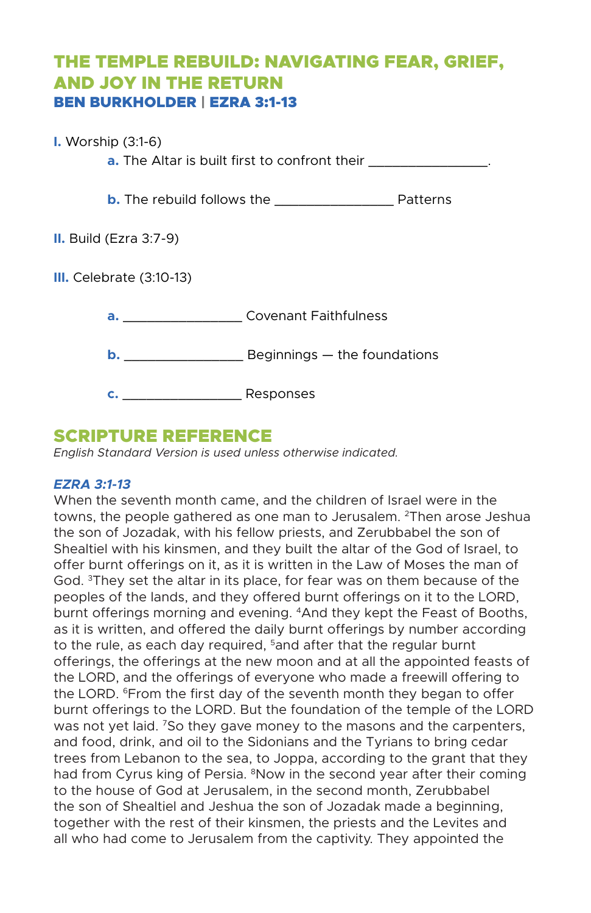# THE TEMPLE REBUILD: NAVIGATING FEAR, GRIEF, AND JOY IN THE RETURN

### BEN BURKHOLDER | EZRA 3:1-13

**I.** Worship (3:1-6)

> **a.** The Altar is built first to confront their ________________.
>
> **b.** The rebuild follows the ________________ Patterns

**II.** Build (Ezra 3:7-9)

**III.** Celebrate (3:10-13)

> **a.** ________________ Covenant Faithfulness
>
> **b.** ________________ Beginnings — the foundations
>
> **c.** ________________ Responses

## SCRIPTURE REFERENCE

*English Standard Version is used unless otherwise indicated.*

***EZRA 3:1-13***

When the seventh month came, and the children of Israel were in the towns, the people gathered as one man to Jerusalem. [2]Then arose Jeshua the son of Jozadak, with his fellow priests, and Zerubbabel the son of Shealtiel with his kinsmen, and they built the altar of the God of Israel, to offer burnt offerings on it, as it is written in the Law of Moses the man of God. [3]They set the altar in its place, for fear was on them because of the peoples of the lands, and they offered burnt offerings on it to the LORD, burnt offerings morning and evening. [4]And they kept the Feast of Booths, as it is written, and offered the daily burnt offerings by number according to the rule, as each day required, [5]and after that the regular burnt offerings, the offerings at the new moon and at all the appointed feasts of the LORD, and the offerings of everyone who made a freewill offering to the LORD. [6]From the first day of the seventh month they began to offer burnt offerings to the LORD. But the foundation of the temple of the LORD was not yet laid. [7]So they gave money to the masons and the carpenters, and food, drink, and oil to the Sidonians and the Tyrians to bring cedar trees from Lebanon to the sea, to Joppa, according to the grant that they had from Cyrus king of Persia. [8]Now in the second year after their coming to the house of God at Jerusalem, in the second month, Zerubbabel the son of Shealtiel and Jeshua the son of Jozadak made a beginning, together with the rest of their kinsmen, the priests and the Levites and all who had come to Jerusalem from the captivity. They appointed the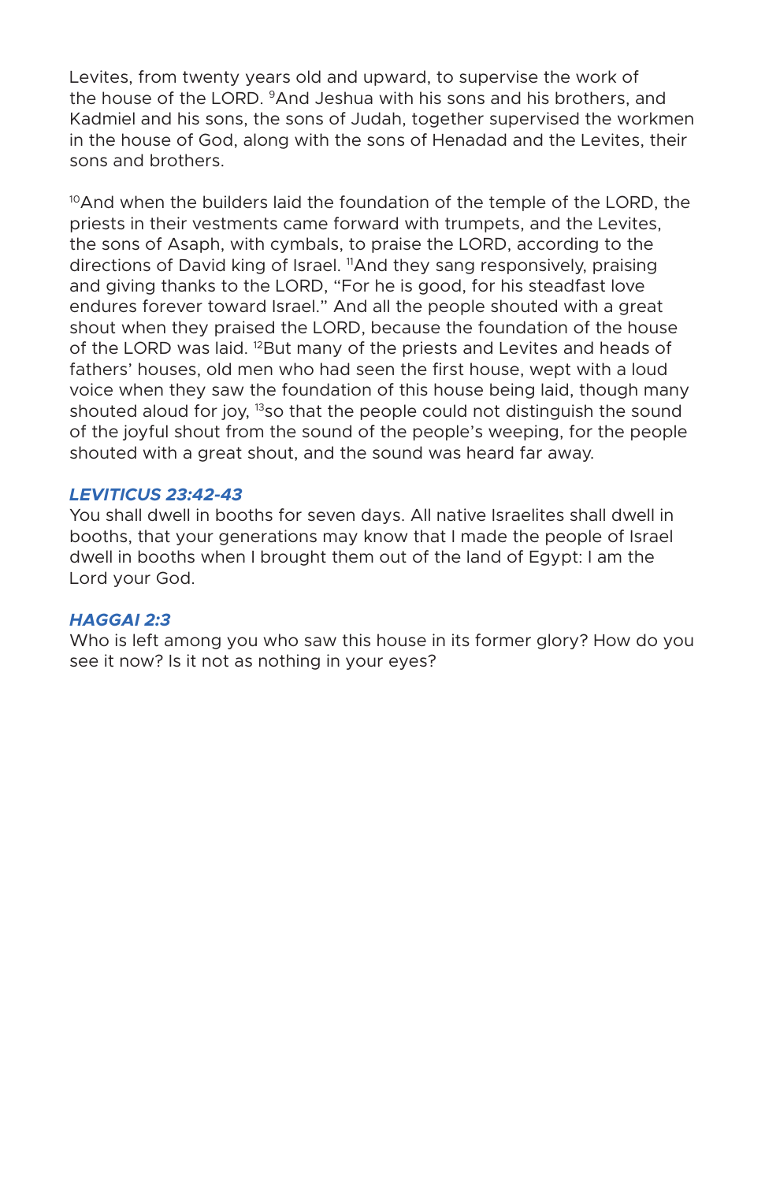Levites, from twenty years old and upward, to supervise the work of the house of the LORD. [9]And Jeshua with his sons and his brothers, and Kadmiel and his sons, the sons of Judah, together supervised the workmen in the house of God, along with the sons of Henadad and the Levites, their sons and brothers.

[10]And when the builders laid the foundation of the temple of the LORD, the priests in their vestments came forward with trumpets, and the Levites, the sons of Asaph, with cymbals, to praise the LORD, according to the directions of David king of Israel. [11]And they sang responsively, praising and giving thanks to the LORD, "For he is good, for his steadfast love endures forever toward Israel." And all the people shouted with a great shout when they praised the LORD, because the foundation of the house of the LORD was laid. [12]But many of the priests and Levites and heads of fathers' houses, old men who had seen the first house, wept with a loud voice when they saw the foundation of this house being laid, though many shouted aloud for joy, [13]so that the people could not distinguish the sound of the joyful shout from the sound of the people's weeping, for the people shouted with a great shout, and the sound was heard far away.

### *LEVITICUS 23:42-43*

You shall dwell in booths for seven days. All native Israelites shall dwell in booths, that your generations may know that I made the people of Israel dwell in booths when I brought them out of the land of Egypt: I am the Lord your God.

### *HAGGAI 2:3*

Who is left among you who saw this house in its former glory? How do you see it now? Is it not as nothing in your eyes?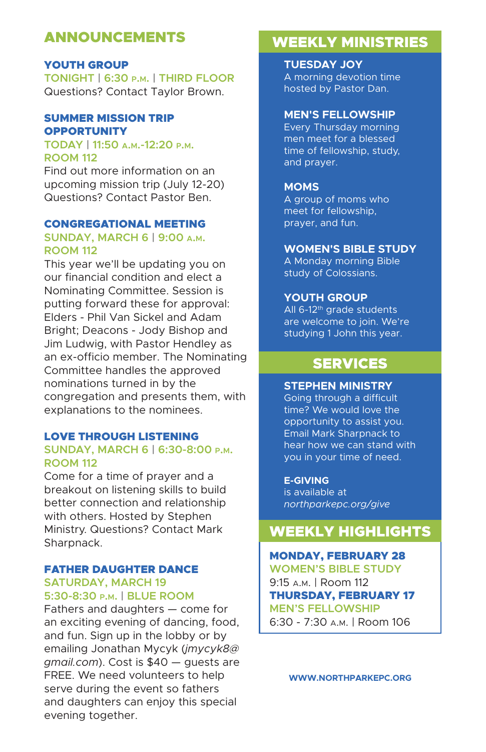# ANNOUNCEMENTS

### YOUTH GROUP

TONIGHT | 6:30 P.M. | THIRD FLOOR

Questions? Contact Taylor Brown.

### SUMMER MISSION TRIP OPPORTUNITY

TODAY | 11:50 A.M.-12:20 P.M.
ROOM 112

Find out more information on an upcoming mission trip (July 12-20) Questions? Contact Pastor Ben.

### CONGREGATIONAL MEETING

SUNDAY, MARCH 6 | 9:00 A.M.
ROOM 112

This year we'll be updating you on our financial condition and elect a Nominating Committee. Session is putting forward these for approval: Elders - Phil Van Sickel and Adam Bright; Deacons - Jody Bishop and Jim Ludwig, with Pastor Hendley as an ex-officio member. The Nominating Committee handles the approved nominations turned in by the congregation and presents them, with explanations to the nominees.

### LOVE THROUGH LISTENING

SUNDAY, MARCH 6 | 6:30-8:00 P.M.
ROOM 112

Come for a time of prayer and a breakout on listening skills to build better connection and relationship with others. Hosted by Stephen Ministry. Questions? Contact Mark Sharpnack.

### FATHER DAUGHTER DANCE

SATURDAY, MARCH 19
5:30-8:30 P.M. | BLUE ROOM

Fathers and daughters — come for an exciting evening of dancing, food, and fun. Sign up in the lobby or by emailing Jonathan Mycyk (*jmycyk8@gmail.com*). Cost is $40 — guests are FREE. We need volunteers to help serve during the event so fathers and daughters can enjoy this special evening together.

# WEEKLY MINISTRIES

### TUESDAY JOY

A morning devotion time hosted by Pastor Dan.

### MEN'S FELLOWSHIP

Every Thursday morning men meet for a blessed time of fellowship, study, and prayer.

### MOMS

A group of moms who meet for fellowship, prayer, and fun.

### WOMEN'S BIBLE STUDY

A Monday morning Bible study of Colossians.

### YOUTH GROUP

All 6-12th grade students are welcome to join. We're studying 1 John this year.

# SERVICES

### STEPHEN MINISTRY

Going through a difficult time? We would love the opportunity to assist you. Email Mark Sharpnack to hear how we can stand with you in your time of need.

### E-GIVING

is available at *northparkepc.org/give*

# WEEKLY HIGHLIGHTS

**MONDAY, FEBRUARY 28**
WOMEN'S BIBLE STUDY
9:15 A.M. | Room 112

**THURSDAY, FEBRUARY 17**
MEN'S FELLOWSHIP
6:30 - 7:30 A.M. | Room 106

WWW.NORTHPARKEPC.ORG